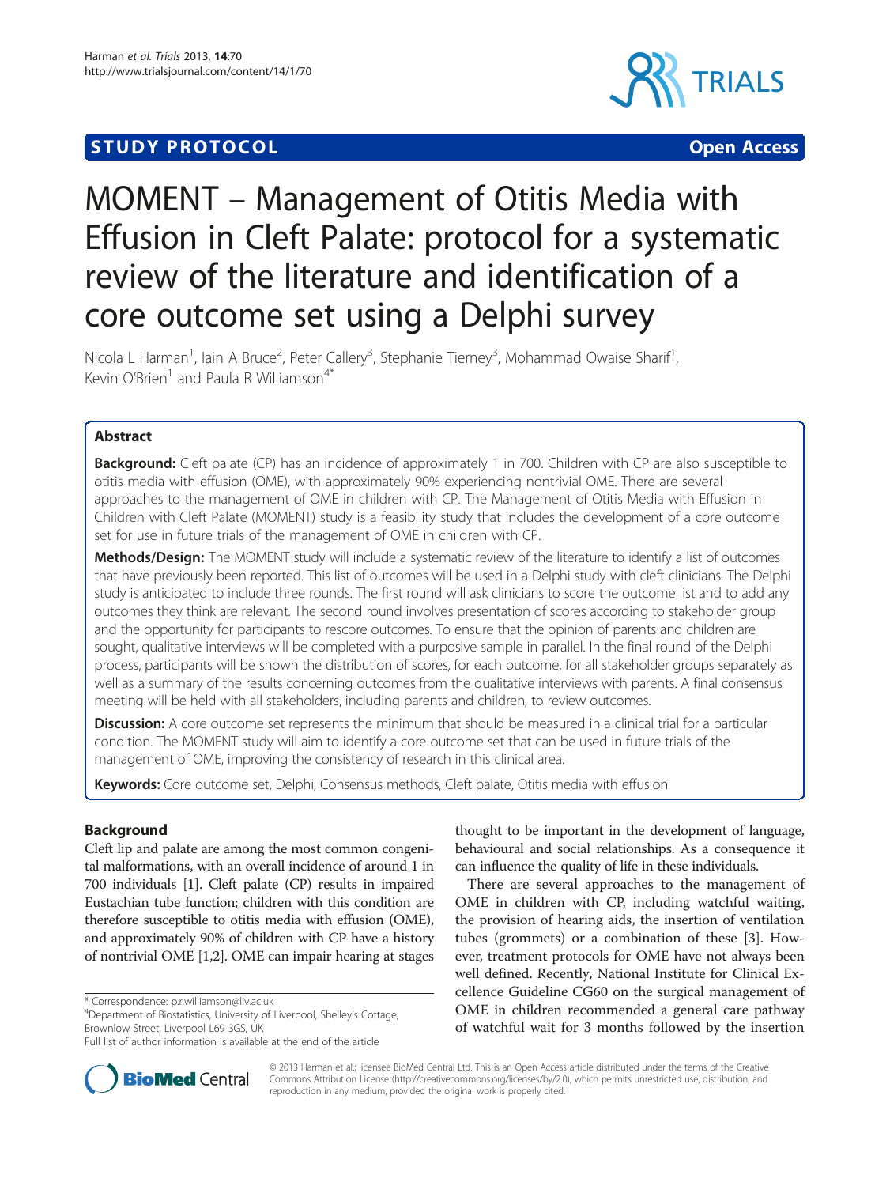**STUDY PROTOCOL** **Open Access**

# MOMENT – Management of Otitis Media with Effusion in Cleft Palate: protocol for a systematic review of the literature and identification of a core outcome set using a Delphi survey

Nicola L Harman[1], Iain A Bruce[2], Peter Callery[3], Stephanie Tierney[3], Mohammad Owaise Sharif[1], Kevin O'Brien[1] and Paula R Williamson[4*]

## Abstract

**Background:** Cleft palate (CP) has an incidence of approximately 1 in 700. Children with CP are also susceptible to otitis media with effusion (OME), with approximately 90% experiencing nontrivial OME. There are several approaches to the management of OME in children with CP. The Management of Otitis Media with Effusion in Children with Cleft Palate (MOMENT) study is a feasibility study that includes the development of a core outcome set for use in future trials of the management of OME in children with CP.

**Methods/Design:** The MOMENT study will include a systematic review of the literature to identify a list of outcomes that have previously been reported. This list of outcomes will be used in a Delphi study with cleft clinicians. The Delphi study is anticipated to include three rounds. The first round will ask clinicians to score the outcome list and to add any outcomes they think are relevant. The second round involves presentation of scores according to stakeholder group and the opportunity for participants to rescore outcomes. To ensure that the opinion of parents and children are sought, qualitative interviews will be completed with a purposive sample in parallel. In the final round of the Delphi process, participants will be shown the distribution of scores, for each outcome, for all stakeholder groups separately as well as a summary of the results concerning outcomes from the qualitative interviews with parents. A final consensus meeting will be held with all stakeholders, including parents and children, to review outcomes.

**Discussion:** A core outcome set represents the minimum that should be measured in a clinical trial for a particular condition. The MOMENT study will aim to identify a core outcome set that can be used in future trials of the management of OME, improving the consistency of research in this clinical area.

**Keywords:** Core outcome set, Delphi, Consensus methods, Cleft palate, Otitis media with effusion

## Background

Cleft lip and palate are among the most common congenital malformations, with an overall incidence of around 1 in 700 individuals [1]. Cleft palate (CP) results in impaired Eustachian tube function; children with this condition are therefore susceptible to otitis media with effusion (OME), and approximately 90% of children with CP have a history of nontrivial OME [1,2]. OME can impair hearing at stages thought to be important in the development of language, behavioural and social relationships. As a consequence it can influence the quality of life in these individuals.

There are several approaches to the management of OME in children with CP, including watchful waiting, the provision of hearing aids, the insertion of ventilation tubes (grommets) or a combination of these [3]. However, treatment protocols for OME have not always been well defined. Recently, National Institute for Clinical Excellence Guideline CG60 on the surgical management of OME in children recommended a general care pathway of watchful wait for 3 months followed by the insertion

\* Correspondence: p.r.williamson@liv.ac.uk

[4]Department of Biostatistics, University of Liverpool, Shelley's Cottage, Brownlow Street, Liverpool L69 3GS, UK

Full list of author information is available at the end of the article

© 2013 Harman et al.; licensee BioMed Central Ltd. This is an Open Access article distributed under the terms of the Creative Commons Attribution License (http://creativecommons.org/licenses/by/2.0), which permits unrestricted use, distribution, and reproduction in any medium, provided the original work is properly cited.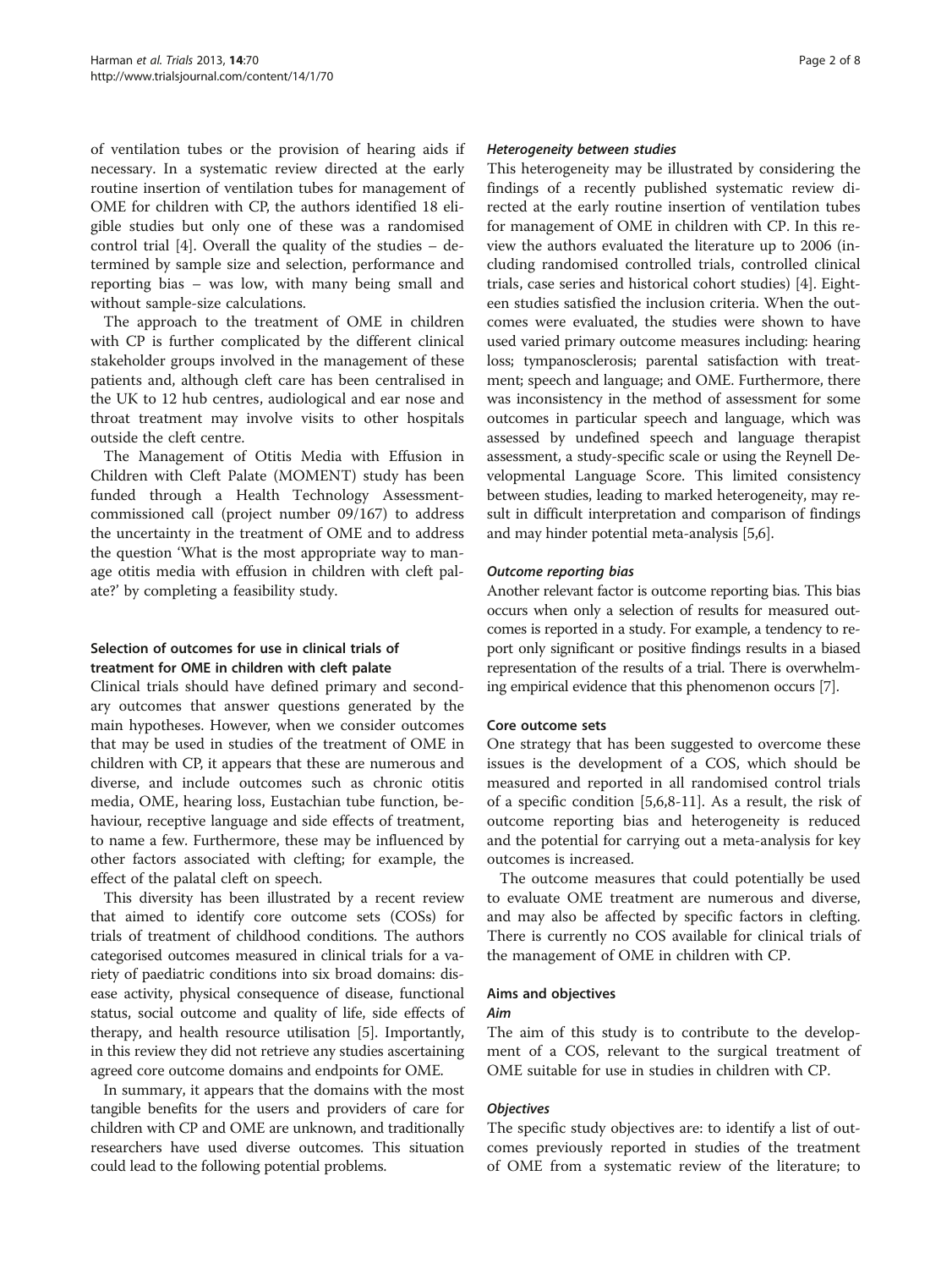of ventilation tubes or the provision of hearing aids if necessary. In a systematic review directed at the early routine insertion of ventilation tubes for management of OME for children with CP, the authors identified 18 eligible studies but only one of these was a randomised control trial [4]. Overall the quality of the studies – determined by sample size and selection, performance and reporting bias – was low, with many being small and without sample-size calculations.

The approach to the treatment of OME in children with CP is further complicated by the different clinical stakeholder groups involved in the management of these patients and, although cleft care has been centralised in the UK to 12 hub centres, audiological and ear nose and throat treatment may involve visits to other hospitals outside the cleft centre.

The Management of Otitis Media with Effusion in Children with Cleft Palate (MOMENT) study has been funded through a Health Technology Assessment-commissioned call (project number 09/167) to address the uncertainty in the treatment of OME and to address the question 'What is the most appropriate way to manage otitis media with effusion in children with cleft palate?' by completing a feasibility study.

## Selection of outcomes for use in clinical trials of treatment for OME in children with cleft palate

Clinical trials should have defined primary and secondary outcomes that answer questions generated by the main hypotheses. However, when we consider outcomes that may be used in studies of the treatment of OME in children with CP, it appears that these are numerous and diverse, and include outcomes such as chronic otitis media, OME, hearing loss, Eustachian tube function, behaviour, receptive language and side effects of treatment, to name a few. Furthermore, these may be influenced by other factors associated with clefting; for example, the effect of the palatal cleft on speech.

This diversity has been illustrated by a recent review that aimed to identify core outcome sets (COSs) for trials of treatment of childhood conditions. The authors categorised outcomes measured in clinical trials for a variety of paediatric conditions into six broad domains: disease activity, physical consequence of disease, functional status, social outcome and quality of life, side effects of therapy, and health resource utilisation [5]. Importantly, in this review they did not retrieve any studies ascertaining agreed core outcome domains and endpoints for OME.

In summary, it appears that the domains with the most tangible benefits for the users and providers of care for children with CP and OME are unknown, and traditionally researchers have used diverse outcomes. This situation could lead to the following potential problems.

### *Heterogeneity between studies*

This heterogeneity may be illustrated by considering the findings of a recently published systematic review directed at the early routine insertion of ventilation tubes for management of OME in children with CP. In this review the authors evaluated the literature up to 2006 (including randomised controlled trials, controlled clinical trials, case series and historical cohort studies) [4]. Eighteen studies satisfied the inclusion criteria. When the outcomes were evaluated, the studies were shown to have used varied primary outcome measures including: hearing loss; tympanosclerosis; parental satisfaction with treatment; speech and language; and OME. Furthermore, there was inconsistency in the method of assessment for some outcomes in particular speech and language, which was assessed by undefined speech and language therapist assessment, a study-specific scale or using the Reynell Developmental Language Score. This limited consistency between studies, leading to marked heterogeneity, may result in difficult interpretation and comparison of findings and may hinder potential meta-analysis [5,6].

### *Outcome reporting bias*

Another relevant factor is outcome reporting bias. This bias occurs when only a selection of results for measured outcomes is reported in a study. For example, a tendency to report only significant or positive findings results in a biased representation of the results of a trial. There is overwhelming empirical evidence that this phenomenon occurs [7].

### Core outcome sets

One strategy that has been suggested to overcome these issues is the development of a COS, which should be measured and reported in all randomised control trials of a specific condition [5,6,8-11]. As a result, the risk of outcome reporting bias and heterogeneity is reduced and the potential for carrying out a meta-analysis for key outcomes is increased.

The outcome measures that could potentially be used to evaluate OME treatment are numerous and diverse, and may also be affected by specific factors in clefting. There is currently no COS available for clinical trials of the management of OME in children with CP.

## Aims and objectives

### *Aim*

The aim of this study is to contribute to the development of a COS, relevant to the surgical treatment of OME suitable for use in studies in children with CP.

### *Objectives*

The specific study objectives are: to identify a list of outcomes previously reported in studies of the treatment of OME from a systematic review of the literature; to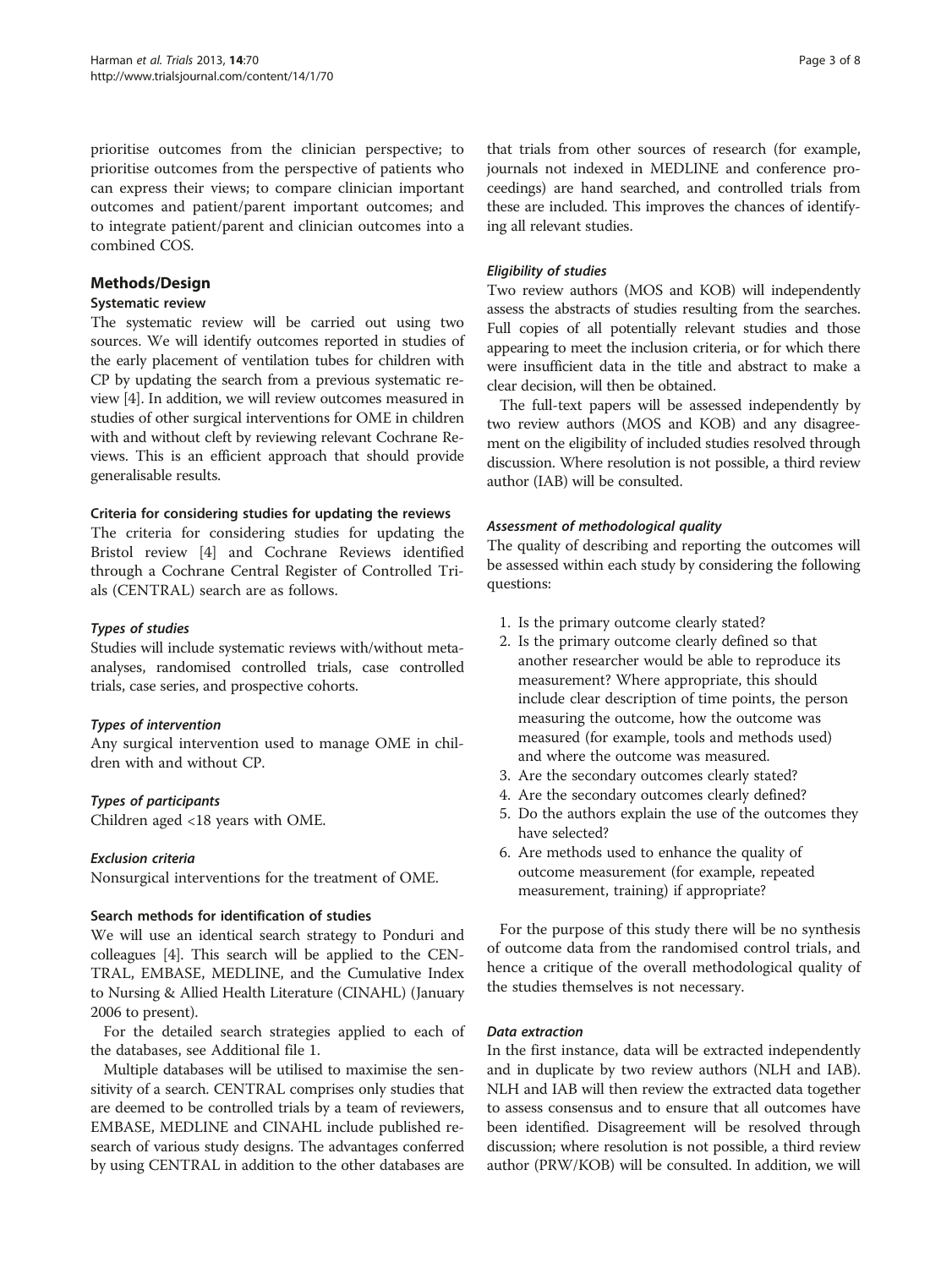prioritise outcomes from the clinician perspective; to prioritise outcomes from the perspective of patients who can express their views; to compare clinician important outcomes and patient/parent important outcomes; and to integrate patient/parent and clinician outcomes into a combined COS.

## Methods/Design

### Systematic review

The systematic review will be carried out using two sources. We will identify outcomes reported in studies of the early placement of ventilation tubes for children with CP by updating the search from a previous systematic review [4]. In addition, we will review outcomes measured in studies of other surgical interventions for OME in children with and without cleft by reviewing relevant Cochrane Reviews. This is an efficient approach that should provide generalisable results.

#### Criteria for considering studies for updating the reviews

The criteria for considering studies for updating the Bristol review [4] and Cochrane Reviews identified through a Cochrane Central Register of Controlled Trials (CENTRAL) search are as follows.

##### *Types of studies*

Studies will include systematic reviews with/without meta-analyses, randomised controlled trials, case controlled trials, case series, and prospective cohorts.

##### *Types of intervention*

Any surgical intervention used to manage OME in children with and without CP.

##### *Types of participants*

Children aged <18 years with OME.

##### *Exclusion criteria*

Nonsurgical interventions for the treatment of OME.

#### Search methods for identification of studies

We will use an identical search strategy to Ponduri and colleagues [4]. This search will be applied to the CENTRAL, EMBASE, MEDLINE, and the Cumulative Index to Nursing & Allied Health Literature (CINAHL) (January 2006 to present).

For the detailed search strategies applied to each of the databases, see Additional file 1.

Multiple databases will be utilised to maximise the sensitivity of a search. CENTRAL comprises only studies that are deemed to be controlled trials by a team of reviewers, EMBASE, MEDLINE and CINAHL include published research of various study designs. The advantages conferred by using CENTRAL in addition to the other databases are that trials from other sources of research (for example, journals not indexed in MEDLINE and conference proceedings) are hand searched, and controlled trials from these are included. This improves the chances of identifying all relevant studies.

##### *Eligibility of studies*

Two review authors (MOS and KOB) will independently assess the abstracts of studies resulting from the searches. Full copies of all potentially relevant studies and those appearing to meet the inclusion criteria, or for which there were insufficient data in the title and abstract to make a clear decision, will then be obtained.

The full-text papers will be assessed independently by two review authors (MOS and KOB) and any disagreement on the eligibility of included studies resolved through discussion. Where resolution is not possible, a third review author (IAB) will be consulted.

##### *Assessment of methodological quality*

The quality of describing and reporting the outcomes will be assessed within each study by considering the following questions:

1. Is the primary outcome clearly stated?
2. Is the primary outcome clearly defined so that another researcher would be able to reproduce its measurement? Where appropriate, this should include clear description of time points, the person measuring the outcome, how the outcome was measured (for example, tools and methods used) and where the outcome was measured.
3. Are the secondary outcomes clearly stated?
4. Are the secondary outcomes clearly defined?
5. Do the authors explain the use of the outcomes they have selected?
6. Are methods used to enhance the quality of outcome measurement (for example, repeated measurement, training) if appropriate?

For the purpose of this study there will be no synthesis of outcome data from the randomised control trials, and hence a critique of the overall methodological quality of the studies themselves is not necessary.

##### *Data extraction*

In the first instance, data will be extracted independently and in duplicate by two review authors (NLH and IAB). NLH and IAB will then review the extracted data together to assess consensus and to ensure that all outcomes have been identified. Disagreement will be resolved through discussion; where resolution is not possible, a third review author (PRW/KOB) will be consulted. In addition, we will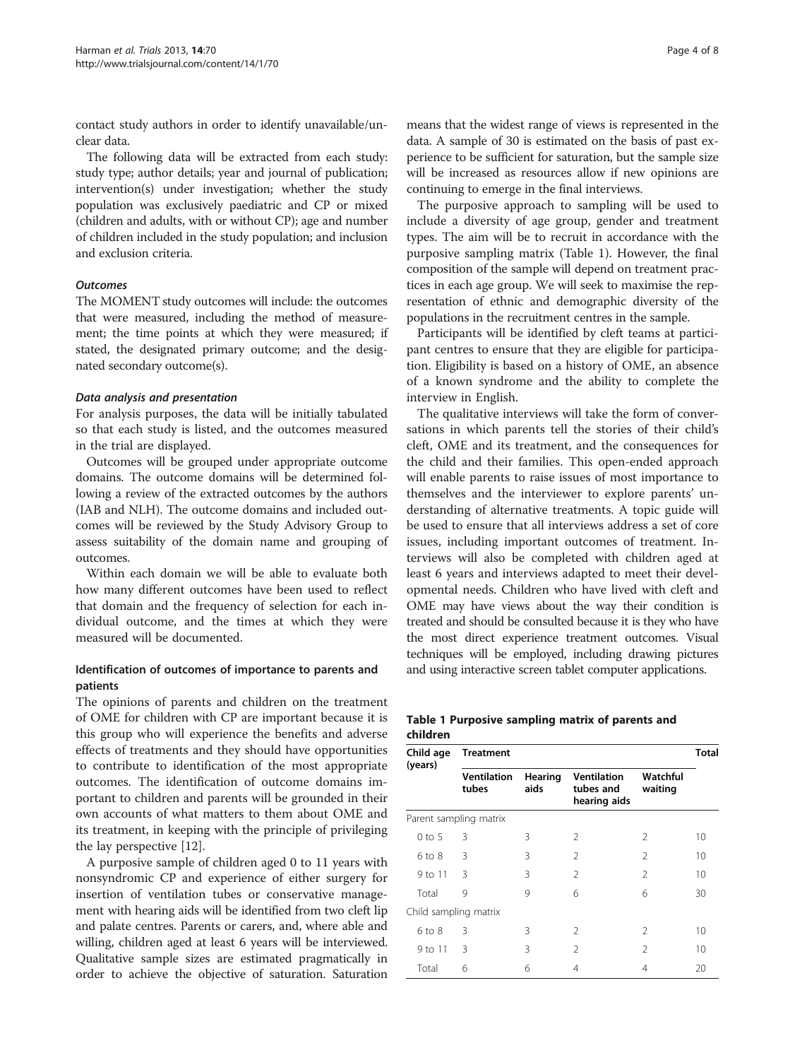contact study authors in order to identify unavailable/unclear data.

The following data will be extracted from each study: study type; author details; year and journal of publication; intervention(s) under investigation; whether the study population was exclusively paediatric and CP or mixed (children and adults, with or without CP); age and number of children included in the study population; and inclusion and exclusion criteria.

#### *Outcomes*

The MOMENT study outcomes will include: the outcomes that were measured, including the method of measurement; the time points at which they were measured; if stated, the designated primary outcome; and the designated secondary outcome(s).

#### *Data analysis and presentation*

For analysis purposes, the data will be initially tabulated so that each study is listed, and the outcomes measured in the trial are displayed.

Outcomes will be grouped under appropriate outcome domains. The outcome domains will be determined following a review of the extracted outcomes by the authors (IAB and NLH). The outcome domains and included outcomes will be reviewed by the Study Advisory Group to assess suitability of the domain name and grouping of outcomes.

Within each domain we will be able to evaluate both how many different outcomes have been used to reflect that domain and the frequency of selection for each individual outcome, and the times at which they were measured will be documented.

### Identification of outcomes of importance to parents and patients

The opinions of parents and children on the treatment of OME for children with CP are important because it is this group who will experience the benefits and adverse effects of treatments and they should have opportunities to contribute to identification of the most appropriate outcomes. The identification of outcome domains important to children and parents will be grounded in their own accounts of what matters to them about OME and its treatment, in keeping with the principle of privileging the lay perspective [12].

A purposive sample of children aged 0 to 11 years with nonsyndromic CP and experience of either surgery for insertion of ventilation tubes or conservative management with hearing aids will be identified from two cleft lip and palate centres. Parents or carers, and, where able and willing, children aged at least 6 years will be interviewed. Qualitative sample sizes are estimated pragmatically in order to achieve the objective of saturation. Saturation means that the widest range of views is represented in the data. A sample of 30 is estimated on the basis of past experience to be sufficient for saturation, but the sample size will be increased as resources allow if new opinions are continuing to emerge in the final interviews.

The purposive approach to sampling will be used to include a diversity of age group, gender and treatment types. The aim will be to recruit in accordance with the purposive sampling matrix (Table 1). However, the final composition of the sample will depend on treatment practices in each age group. We will seek to maximise the representation of ethnic and demographic diversity of the populations in the recruitment centres in the sample.

Participants will be identified by cleft teams at participant centres to ensure that they are eligible for participation. Eligibility is based on a history of OME, an absence of a known syndrome and the ability to complete the interview in English.

The qualitative interviews will take the form of conversations in which parents tell the stories of their child's cleft, OME and its treatment, and the consequences for the child and their families. This open-ended approach will enable parents to raise issues of most importance to themselves and the interviewer to explore parents' understanding of alternative treatments. A topic guide will be used to ensure that all interviews address a set of core issues, including important outcomes of treatment. Interviews will also be completed with children aged at least 6 years and interviews adapted to meet their developmental needs. Children who have lived with cleft and OME may have views about the way their condition is treated and should be consulted because it is they who have the most direct experience treatment outcomes. Visual techniques will be employed, including drawing pictures and using interactive screen tablet computer applications.

**Table 1 Purposive sampling matrix of parents and children**

| Child age (years) | Treatment | | | | Total |
|---|---|---|---|---|---|
| | Ventilation tubes | Hearing aids | Ventilation tubes and hearing aids | Watchful waiting | |
| Parent sampling matrix | | | | | |
| 0 to 5 | 3 | 3 | 2 | 2 | 10 |
| 6 to 8 | 3 | 3 | 2 | 2 | 10 |
| 9 to 11 | 3 | 3 | 2 | 2 | 10 |
| Total | 9 | 9 | 6 | 6 | 30 |
| Child sampling matrix | | | | | |
| 6 to 8 | 3 | 3 | 2 | 2 | 10 |
| 9 to 11 | 3 | 3 | 2 | 2 | 10 |
| Total | 6 | 6 | 4 | 4 | 20 |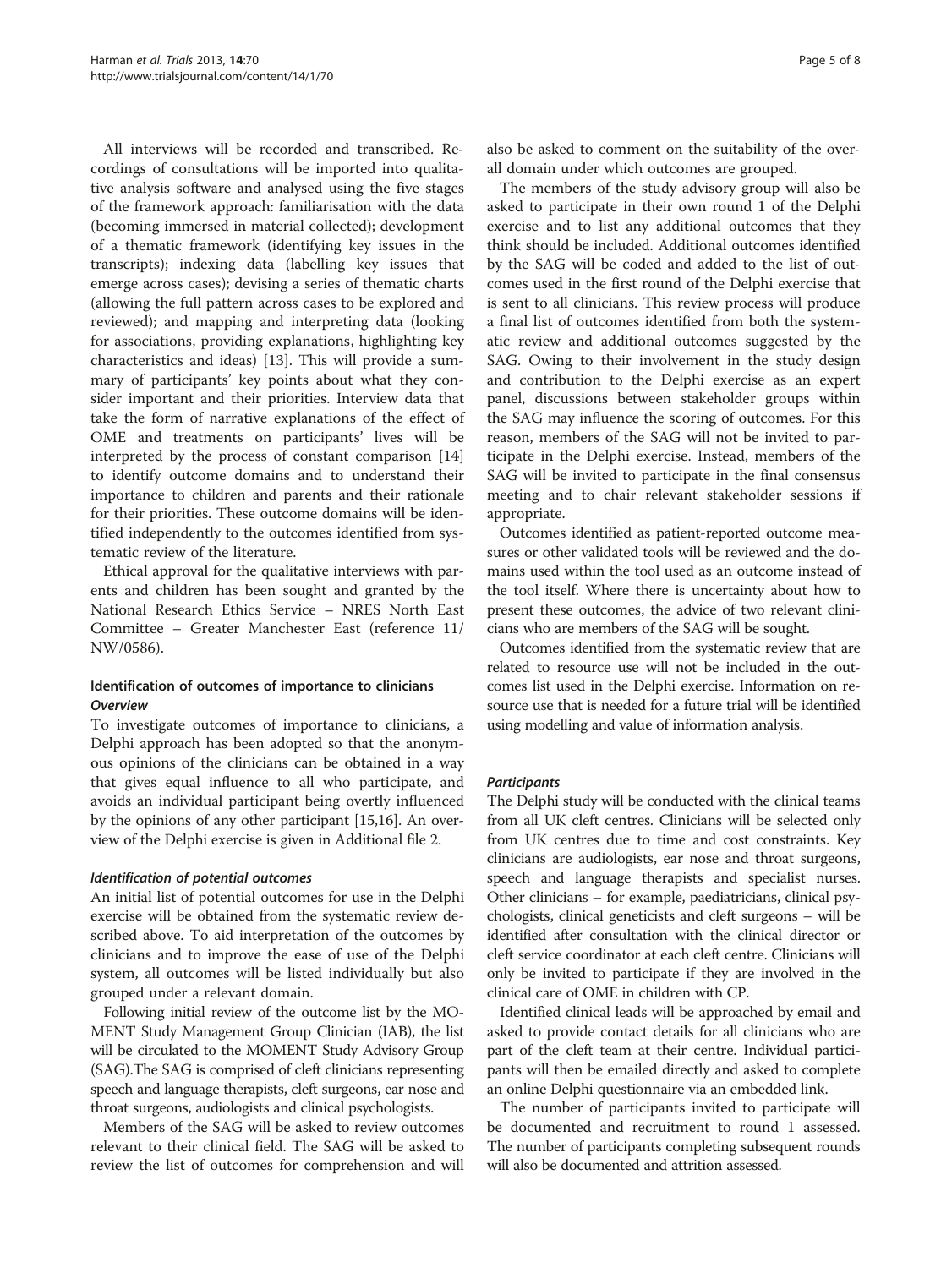All interviews will be recorded and transcribed. Recordings of consultations will be imported into qualitative analysis software and analysed using the five stages of the framework approach: familiarisation with the data (becoming immersed in material collected); development of a thematic framework (identifying key issues in the transcripts); indexing data (labelling key issues that emerge across cases); devising a series of thematic charts (allowing the full pattern across cases to be explored and reviewed); and mapping and interpreting data (looking for associations, providing explanations, highlighting key characteristics and ideas) [13]. This will provide a summary of participants' key points about what they consider important and their priorities. Interview data that take the form of narrative explanations of the effect of OME and treatments on participants' lives will be interpreted by the process of constant comparison [14] to identify outcome domains and to understand their importance to children and parents and their rationale for their priorities. These outcome domains will be identified independently to the outcomes identified from systematic review of the literature.

Ethical approval for the qualitative interviews with parents and children has been sought and granted by the National Research Ethics Service – NRES North East Committee – Greater Manchester East (reference 11/NW/0586).

### Identification of outcomes of importance to clinicians

#### *Overview*

To investigate outcomes of importance to clinicians, a Delphi approach has been adopted so that the anonymous opinions of the clinicians can be obtained in a way that gives equal influence to all who participate, and avoids an individual participant being overtly influenced by the opinions of any other participant [15,16]. An overview of the Delphi exercise is given in Additional file 2.

#### *Identification of potential outcomes*

An initial list of potential outcomes for use in the Delphi exercise will be obtained from the systematic review described above. To aid interpretation of the outcomes by clinicians and to improve the ease of use of the Delphi system, all outcomes will be listed individually but also grouped under a relevant domain.

Following initial review of the outcome list by the MOMENT Study Management Group Clinician (IAB), the list will be circulated to the MOMENT Study Advisory Group (SAG).The SAG is comprised of cleft clinicians representing speech and language therapists, cleft surgeons, ear nose and throat surgeons, audiologists and clinical psychologists.

Members of the SAG will be asked to review outcomes relevant to their clinical field. The SAG will be asked to review the list of outcomes for comprehension and will also be asked to comment on the suitability of the overall domain under which outcomes are grouped.

The members of the study advisory group will also be asked to participate in their own round 1 of the Delphi exercise and to list any additional outcomes that they think should be included. Additional outcomes identified by the SAG will be coded and added to the list of outcomes used in the first round of the Delphi exercise that is sent to all clinicians. This review process will produce a final list of outcomes identified from both the systematic review and additional outcomes suggested by the SAG. Owing to their involvement in the study design and contribution to the Delphi exercise as an expert panel, discussions between stakeholder groups within the SAG may influence the scoring of outcomes. For this reason, members of the SAG will not be invited to participate in the Delphi exercise. Instead, members of the SAG will be invited to participate in the final consensus meeting and to chair relevant stakeholder sessions if appropriate.

Outcomes identified as patient-reported outcome measures or other validated tools will be reviewed and the domains used within the tool used as an outcome instead of the tool itself. Where there is uncertainty about how to present these outcomes, the advice of two relevant clinicians who are members of the SAG will be sought.

Outcomes identified from the systematic review that are related to resource use will not be included in the outcomes list used in the Delphi exercise. Information on resource use that is needed for a future trial will be identified using modelling and value of information analysis.

#### *Participants*

The Delphi study will be conducted with the clinical teams from all UK cleft centres. Clinicians will be selected only from UK centres due to time and cost constraints. Key clinicians are audiologists, ear nose and throat surgeons, speech and language therapists and specialist nurses. Other clinicians – for example, paediatricians, clinical psychologists, clinical geneticists and cleft surgeons – will be identified after consultation with the clinical director or cleft service coordinator at each cleft centre. Clinicians will only be invited to participate if they are involved in the clinical care of OME in children with CP.

Identified clinical leads will be approached by email and asked to provide contact details for all clinicians who are part of the cleft team at their centre. Individual participants will then be emailed directly and asked to complete an online Delphi questionnaire via an embedded link.

The number of participants invited to participate will be documented and recruitment to round 1 assessed. The number of participants completing subsequent rounds will also be documented and attrition assessed.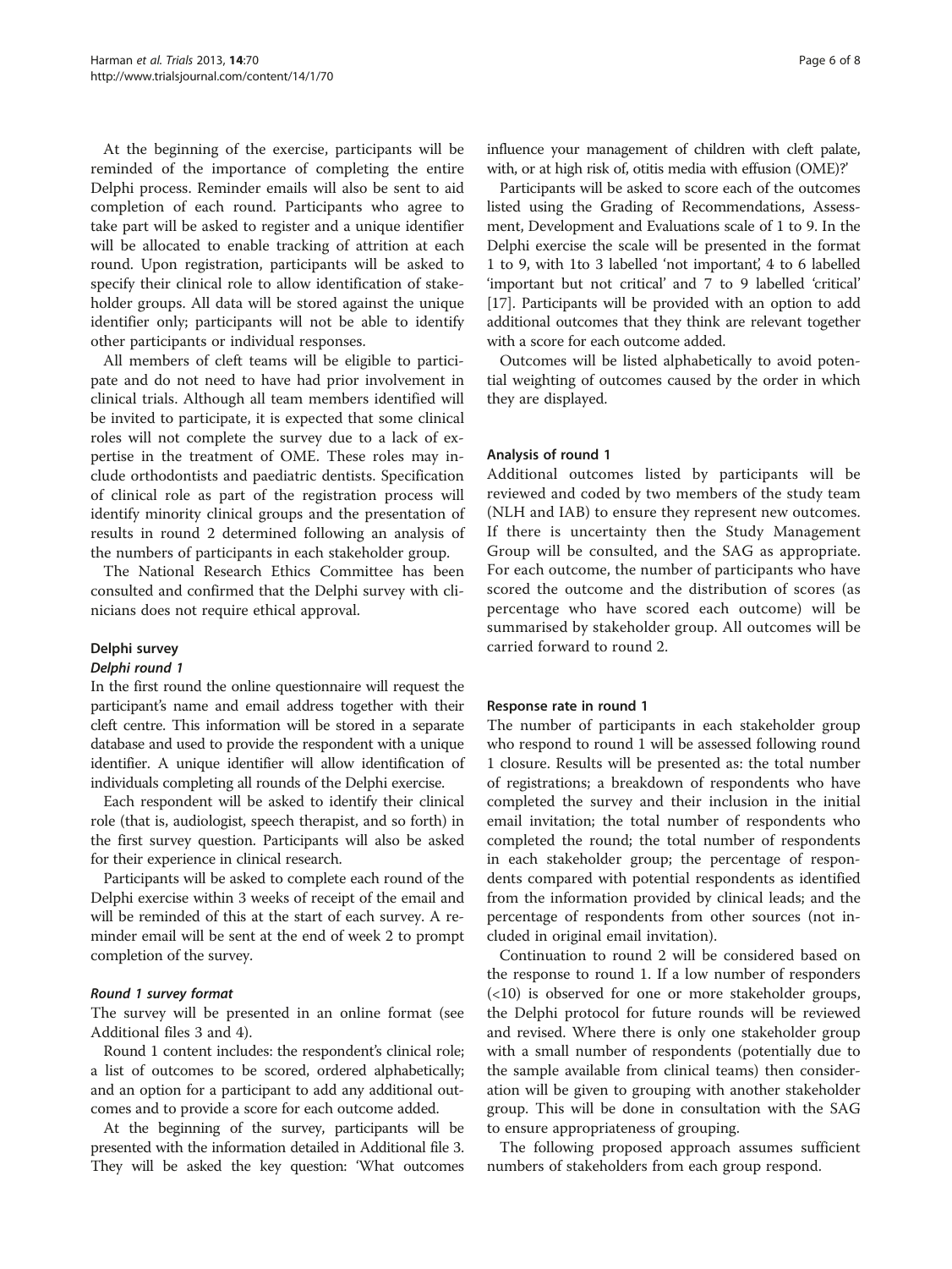At the beginning of the exercise, participants will be reminded of the importance of completing the entire Delphi process. Reminder emails will also be sent to aid completion of each round. Participants who agree to take part will be asked to register and a unique identifier will be allocated to enable tracking of attrition at each round. Upon registration, participants will be asked to specify their clinical role to allow identification of stakeholder groups. All data will be stored against the unique identifier only; participants will not be able to identify other participants or individual responses.

All members of cleft teams will be eligible to participate and do not need to have had prior involvement in clinical trials. Although all team members identified will be invited to participate, it is expected that some clinical roles will not complete the survey due to a lack of expertise in the treatment of OME. These roles may include orthodontists and paediatric dentists. Specification of clinical role as part of the registration process will identify minority clinical groups and the presentation of results in round 2 determined following an analysis of the numbers of participants in each stakeholder group.

The National Research Ethics Committee has been consulted and confirmed that the Delphi survey with clinicians does not require ethical approval.

### Delphi survey

#### *Delphi round 1*

In the first round the online questionnaire will request the participant's name and email address together with their cleft centre. This information will be stored in a separate database and used to provide the respondent with a unique identifier. A unique identifier will allow identification of individuals completing all rounds of the Delphi exercise.

Each respondent will be asked to identify their clinical role (that is, audiologist, speech therapist, and so forth) in the first survey question. Participants will also be asked for their experience in clinical research.

Participants will be asked to complete each round of the Delphi exercise within 3 weeks of receipt of the email and will be reminded of this at the start of each survey. A reminder email will be sent at the end of week 2 to prompt completion of the survey.

#### *Round 1 survey format*

The survey will be presented in an online format (see Additional files 3 and 4).

Round 1 content includes: the respondent's clinical role; a list of outcomes to be scored, ordered alphabetically; and an option for a participant to add any additional outcomes and to provide a score for each outcome added.

At the beginning of the survey, participants will be presented with the information detailed in Additional file 3. They will be asked the key question: 'What outcomes influence your management of children with cleft palate, with, or at high risk of, otitis media with effusion (OME)?'

Participants will be asked to score each of the outcomes listed using the Grading of Recommendations, Assessment, Development and Evaluations scale of 1 to 9. In the Delphi exercise the scale will be presented in the format 1 to 9, with 1to 3 labelled 'not important', 4 to 6 labelled 'important but not critical' and 7 to 9 labelled 'critical' [17]. Participants will be provided with an option to add additional outcomes that they think are relevant together with a score for each outcome added.

Outcomes will be listed alphabetically to avoid potential weighting of outcomes caused by the order in which they are displayed.

### Analysis of round 1

Additional outcomes listed by participants will be reviewed and coded by two members of the study team (NLH and IAB) to ensure they represent new outcomes. If there is uncertainty then the Study Management Group will be consulted, and the SAG as appropriate. For each outcome, the number of participants who have scored the outcome and the distribution of scores (as percentage who have scored each outcome) will be summarised by stakeholder group. All outcomes will be carried forward to round 2.

### Response rate in round 1

The number of participants in each stakeholder group who respond to round 1 will be assessed following round 1 closure. Results will be presented as: the total number of registrations; a breakdown of respondents who have completed the survey and their inclusion in the initial email invitation; the total number of respondents who completed the round; the total number of respondents in each stakeholder group; the percentage of respondents compared with potential respondents as identified from the information provided by clinical leads; and the percentage of respondents from other sources (not included in original email invitation).

Continuation to round 2 will be considered based on the response to round 1. If a low number of responders (<10) is observed for one or more stakeholder groups, the Delphi protocol for future rounds will be reviewed and revised. Where there is only one stakeholder group with a small number of respondents (potentially due to the sample available from clinical teams) then consideration will be given to grouping with another stakeholder group. This will be done in consultation with the SAG to ensure appropriateness of grouping.

The following proposed approach assumes sufficient numbers of stakeholders from each group respond.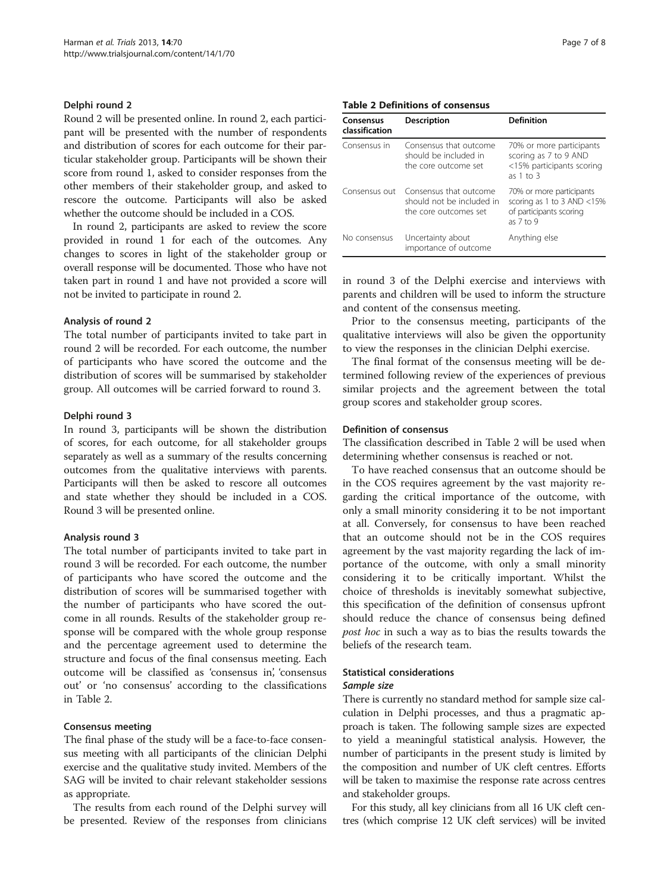#### Delphi round 2

Round 2 will be presented online. In round 2, each participant will be presented with the number of respondents and distribution of scores for each outcome for their particular stakeholder group. Participants will be shown their score from round 1, asked to consider responses from the other members of their stakeholder group, and asked to rescore the outcome. Participants will also be asked whether the outcome should be included in a COS.

In round 2, participants are asked to review the score provided in round 1 for each of the outcomes. Any changes to scores in light of the stakeholder group or overall response will be documented. Those who have not taken part in round 1 and have not provided a score will not be invited to participate in round 2.

#### Analysis of round 2

The total number of participants invited to take part in round 2 will be recorded. For each outcome, the number of participants who have scored the outcome and the distribution of scores will be summarised by stakeholder group. All outcomes will be carried forward to round 3.

#### Delphi round 3

In round 3, participants will be shown the distribution of scores, for each outcome, for all stakeholder groups separately as well as a summary of the results concerning outcomes from the qualitative interviews with parents. Participants will then be asked to rescore all outcomes and state whether they should be included in a COS. Round 3 will be presented online.

#### Analysis round 3

The total number of participants invited to take part in round 3 will be recorded. For each outcome, the number of participants who have scored the outcome and the distribution of scores will be summarised together with the number of participants who have scored the outcome in all rounds. Results of the stakeholder group response will be compared with the whole group response and the percentage agreement used to determine the structure and focus of the final consensus meeting. Each outcome will be classified as 'consensus in', 'consensus out' or 'no consensus' according to the classifications in Table 2.

#### Consensus meeting

The final phase of the study will be a face-to-face consensus meeting with all participants of the clinician Delphi exercise and the qualitative study invited. Members of the SAG will be invited to chair relevant stakeholder sessions as appropriate.

The results from each round of the Delphi survey will be presented. Review of the responses from clinicians in round 3 of the Delphi exercise and interviews with parents and children will be used to inform the structure and content of the consensus meeting.

Prior to the consensus meeting, participants of the qualitative interviews will also be given the opportunity to view the responses in the clinician Delphi exercise.

The final format of the consensus meeting will be determined following review of the experiences of previous similar projects and the agreement between the total group scores and stakeholder group scores.

**Table 2 Definitions of consensus**

| Consensus classification | Description | Definition |
|---|---|---|
| Consensus in | Consensus that outcome should be included in the core outcome set | 70% or more participants scoring as 7 to 9 AND <15% participants scoring as 1 to 3 |
| Consensus out | Consensus that outcome should be not be included in the core outcomes set | 70% or more participants scoring as 1 to 3 AND <15% of participants scoring as 7 to 9 |
| No consensus | Uncertainty about importance of outcome | Anything else |

#### Definition of consensus

The classification described in Table 2 will be used when determining whether consensus is reached or not.

To have reached consensus that an outcome should be in the COS requires agreement by the vast majority regarding the critical importance of the outcome, with only a small minority considering it to be not important at all. Conversely, for consensus to have been reached that an outcome should not be in the COS requires agreement by the vast majority regarding the lack of importance of the outcome, with only a small minority considering it to be critically important. Whilst the choice of thresholds is inevitably somewhat subjective, this specification of the definition of consensus upfront should reduce the chance of consensus being defined *post hoc* in such a way as to bias the results towards the beliefs of the research team.

#### Statistical considerations

##### *Sample size*

There is currently no standard method for sample size calculation in Delphi processes, and thus a pragmatic approach is taken. The following sample sizes are expected to yield a meaningful statistical analysis. However, the number of participants in the present study is limited by the composition and number of UK cleft centres. Efforts will be taken to maximise the response rate across centres and stakeholder groups.

For this study, all key clinicians from all 16 UK cleft centres (which comprise 12 UK cleft services) will be invited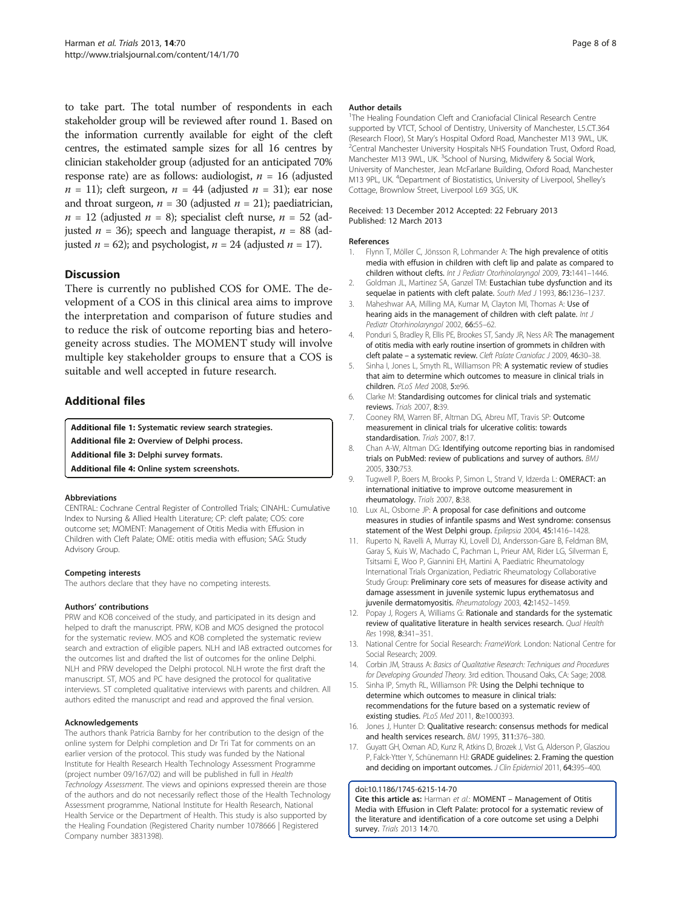to take part. The total number of respondents in each stakeholder group will be reviewed after round 1. Based on the information currently available for eight of the cleft centres, the estimated sample sizes for all 16 centres by clinician stakeholder group (adjusted for an anticipated 70% response rate) are as follows: audiologist, $n$ = 16 (adjusted $n$ = 11); cleft surgeon, $n$ = 44 (adjusted $n$ = 31); ear nose and throat surgeon, $n$ = 30 (adjusted $n$ = 21); paediatrician, $n$ = 12 (adjusted $n$ = 8); specialist cleft nurse, $n$ = 52 (adjusted $n$ = 36); speech and language therapist, $n$ = 88 (adjusted $n$ = 62); and psychologist, $n$ = 24 (adjusted $n$ = 17).

## Discussion

There is currently no published COS for OME. The development of a COS in this clinical area aims to improve the interpretation and comparison of future studies and to reduce the risk of outcome reporting bias and heterogeneity across studies. The MOMENT study will involve multiple key stakeholder groups to ensure that a COS is suitable and well accepted in future research.

## Additional files

**Additional file 1: Systematic review search strategies.**

**Additional file 2: Overview of Delphi process.**

**Additional file 3: Delphi survey formats.**

**Additional file 4: Online system screenshots.**

#### Abbreviations

CENTRAL: Cochrane Central Register of Controlled Trials; CINAHL: Cumulative Index to Nursing & Allied Health Literature; CP: cleft palate; COS: core outcome set; MOMENT: Management of Otitis Media with Effusion in Children with Cleft Palate; OME: otitis media with effusion; SAG: Study Advisory Group.

#### Competing interests

The authors declare that they have no competing interests.

#### Authors' contributions

PRW and KOB conceived of the study, and participated in its design and helped to draft the manuscript. PRW, KOB and MOS designed the protocol for the systematic review. MOS and KOB completed the systematic review search and extraction of eligible papers. NLH and IAB extracted outcomes for the outcomes list and drafted the list of outcomes for the online Delphi. NLH and PRW developed the Delphi protocol. NLH wrote the first draft the manuscript. ST, MOS and PC have designed the protocol for qualitative interviews. ST completed qualitative interviews with parents and children. All authors edited the manuscript and read and approved the final version.

#### Acknowledgements

The authors thank Patricia Barnby for her contribution to the design of the online system for Delphi completion and Dr Tri Tat for comments on an earlier version of the protocol. This study was funded by the National Institute for Health Research Health Technology Assessment Programme (project number 09/167/02) and will be published in full in *Health Technology Assessment*. The views and opinions expressed therein are those of the authors and do not necessarily reflect those of the Health Technology Assessment programme, National Institute for Health Research, National Health Service or the Department of Health. This study is also supported by the Healing Foundation (Registered Charity number 1078666 | Registered Company number 3831398).

#### Author details

[1]The Healing Foundation Cleft and Craniofacial Clinical Research Centre supported by VTCT, School of Dentistry, University of Manchester, L5.CT.364 (Research Floor), St Mary's Hospital Oxford Road, Manchester M13 9WL, UK. [2]Central Manchester University Hospitals NHS Foundation Trust, Oxford Road, Manchester M13 9WL, UK. [3]School of Nursing, Midwifery & Social Work, University of Manchester, Jean McFarlane Building, Oxford Road, Manchester M13 9PL, UK. [4]Department of Biostatistics, University of Liverpool, Shelley's Cottage, Brownlow Street, Liverpool L69 3GS, UK.

Received: 13 December 2012 Accepted: 22 February 2013
Published: 12 March 2013

#### References

1. Flynn T, Möller C, Jönsson R, Lohmander A: **The high prevalence of otitis media with effusion in children with cleft lip and palate as compared to children without clefts.** *Int J Pediatr Otorhinolaryngol* 2009, **73:**1441–1446.
2. Goldman JL, Martinez SA, Ganzel TM: **Eustachian tube dysfunction and its sequelae in patients with cleft palate.** *South Med J* 1993, **86:**1236–1237.
3. Maheshwar AA, Milling MA, Kumar M, Clayton MI, Thomas A: **Use of hearing aids in the management of children with cleft palate.** *Int J Pediatr Otorhinolaryngol* 2002, **66:**55–62.
4. Ponduri S, Bradley R, Ellis PE, Brookes ST, Sandy JR, Ness AR: **The management of otitis media with early routine insertion of grommets in children with cleft palate – a systematic review.** *Cleft Palate Craniofac J* 2009, **46:**30–38.
5. Sinha I, Jones L, Smyth RL, Williamson PR: **A systematic review of studies that aim to determine which outcomes to measure in clinical trials in children.** *PLoS Med* 2008, **5:**e96.
6. Clarke M: **Standardising outcomes for clinical trials and systematic reviews.** *Trials* 2007, **8:**39.
7. Cooney RM, Warren BF, Altman DG, Abreu MT, Travis SP: **Outcome measurement in clinical trials for ulcerative colitis: towards standardisation.** *Trials* 2007, **8:**17.
8. Chan A-W, Altman DG: **Identifying outcome reporting bias in randomised trials on PubMed: review of publications and survey of authors.** *BMJ* 2005, **330:**753.
9. Tugwell P, Boers M, Brooks P, Simon L, Strand V, Idzerda L: **OMERACT: an international initiative to improve outcome measurement in rheumatology.** *Trials* 2007, **8:**38.
10. Lux AL, Osborne JP: **A proposal for case definitions and outcome measures in studies of infantile spasms and West syndrome: consensus statement of the West Delphi group.** *Epilepsia* 2004, **45:**1416–1428.
11. Ruperto N, Ravelli A, Murray KJ, Lovell DJ, Andersson-Gare B, Feldman BM, Garay S, Kuis W, Machado C, Pachman L, Prieur AM, Rider LG, Silverman E, Tsitsami E, Woo P, Giannini EH, Martini A, Paediatric Rheumatology International Trials Organization, Pediatric Rheumatology Collaborative Study Group: **Preliminary core sets of measures for disease activity and damage assessment in juvenile systemic lupus erythematosus and juvenile dermatomyositis.** *Rheumatology* 2003, **42:**1452–1459.
12. Popay J, Rogers A, Williams G: **Rationale and standards for the systematic review of qualitative literature in health services research.** *Qual Health Res* 1998, **8:**341–351.
13. National Centre for Social Research: *FrameWork*. London: National Centre for Social Research; 2009.
14. Corbin JM, Strauss A: *Basics of Qualitative Research: Techniques and Procedures for Developing Grounded Theory*. 3rd edition. Thousand Oaks, CA: Sage; 2008.
15. Sinha IP, Smyth RL, Williamson PR: **Using the Delphi technique to determine which outcomes to measure in clinical trials: recommendations for the future based on a systematic review of existing studies.** *PLoS Med* 2011, **8:**e1000393.
16. Jones J, Hunter D: **Qualitative research: consensus methods for medical and health services research.** *BMJ* 1995, **311:**376–380.
17. Guyatt GH, Oxman AD, Kunz R, Atkins D, Brozek J, Vist G, Alderson P, Glasziou P, Falck-Ytter Y, Schünemann HJ: **GRADE guidelines: 2. Framing the question and deciding on important outcomes.** *J Clin Epidemiol* 2011, **64:**395–400.

doi:10.1186/1745-6215-14-70

**Cite this article as:** Harman *et al.*: MOMENT – Management of Otitis Media with Effusion in Cleft Palate: protocol for a systematic review of the literature and identification of a core outcome set using a Delphi survey. *Trials* 2013 **14**:70.